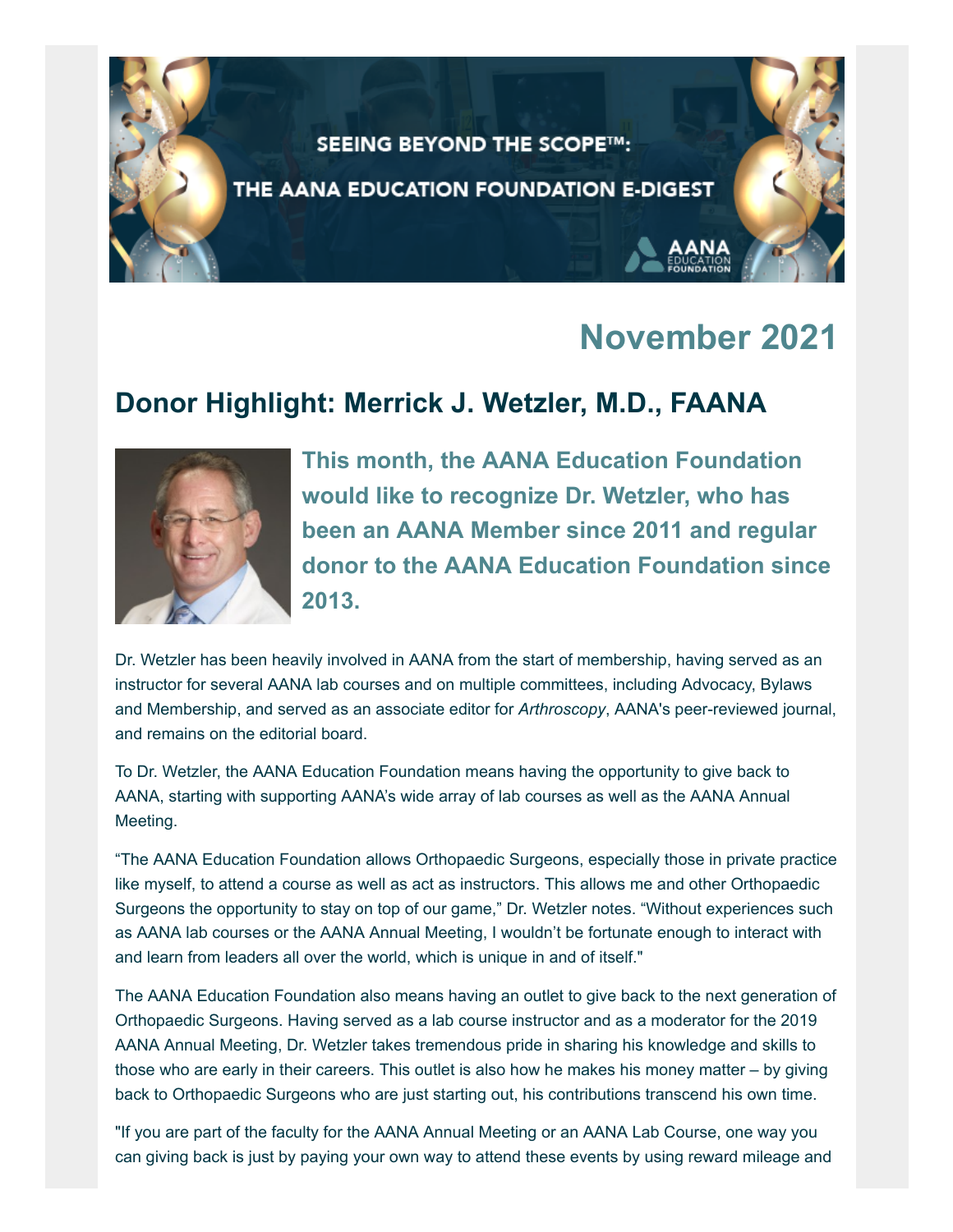SEEING BEYOND THE SCOPE™:

THE AANA EDUCATION FOUNDATION E-DIGEST

# November 2021

## Donor Highlight: Merrick J. Wetzler, M.D., FAANA

**This month, the AANA Education Foundation would like to recognize Dr. Wetzler, who has been an AANA Member since 2011 and regular donor to the AANA Education Foundation since 2013.**

Dr. Wetzler has been heavily involved in AANA from the start of membership, having served as an instructor for several AANA lab courses and on multiple committees, including Advocacy, Bylaws and Membership, and served as an associate editor for *Arthroscopy*, AANA's peer-reviewed journal, and remains on the editorial board.

To Dr. Wetzler, the AANA Education Foundation means having the opportunity to give back to AANA, starting with supporting AANA's wide array of lab courses as well as the AANA Annual Meeting.

"The AANA Education Foundation allows Orthopaedic Surgeons, especially those in private practice like myself, to attend a course as well as act as instructors. This allows me and other Orthopaedic Surgeons the opportunity to stay on top of our game," Dr. Wetzler notes. "Without experiences such as AANA lab courses or the AANA Annual Meeting, I wouldn't be fortunate enough to interact with and learn from leaders all over the world, which is unique in and of itself."

The AANA Education Foundation also means having an outlet to give back to the next generation of Orthopaedic Surgeons. Having served as a lab course instructor and as a moderator for the 2019 AANA Annual Meeting, Dr. Wetzler takes tremendous pride in sharing his knowledge and skills to those who are early in their careers. This outlet is also how he makes his money matter – by giving back to Orthopaedic Surgeons who are just starting out, his contributions transcend his own time.

"If you are part of the faculty for the AANA Annual Meeting or an AANA Lab Course, one way you can giving back is just by paying your own way to attend these events by using reward mileage and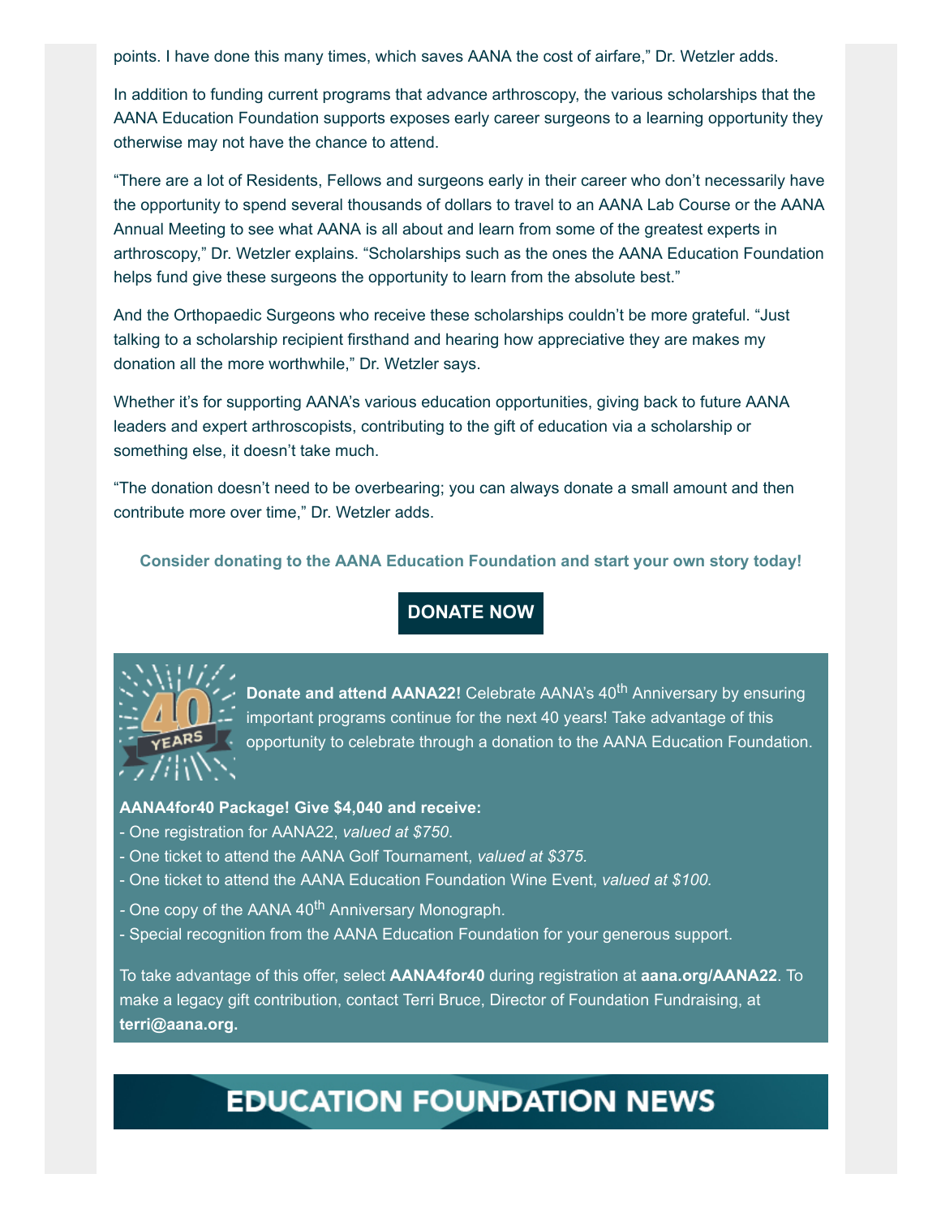points. I have done this many times, which saves AANA the cost of airfare," Dr. Wetzler adds.

In addition to funding current programs that advance arthroscopy, the various scholarships that the AANA Education Foundation supports exposes early career surgeons to a learning opportunity they otherwise may not have the chance to attend.

"There are a lot of Residents, Fellows and surgeons early in their career who don't necessarily have the opportunity to spend several thousands of dollars to travel to an AANA Lab Course or the AANA Annual Meeting to see what AANA is all about and learn from some of the greatest experts in arthroscopy," Dr. Wetzler explains. "Scholarships such as the ones the AANA Education Foundation helps fund give these surgeons the opportunity to learn from the absolute best."

And the Orthopaedic Surgeons who receive these scholarships couldn't be more grateful. "Just talking to a scholarship recipient firsthand and hearing how appreciative they are makes my donation all the more worthwhile," Dr. Wetzler says.

Whether it's for supporting AANA's various education opportunities, giving back to future AANA leaders and expert arthroscopists, contributing to the gift of education via a scholarship or something else, it doesn't take much.

"The donation doesn't need to be overbearing; you can always donate a small amount and then contribute more over time," Dr. Wetzler adds.

**Consider donating to the AANA Education Foundation and start your own story today!**

**DONATE NOW**

**Donate and attend AANA22!** Celebrate AANA's 40th Anniversary by ensuring important programs continue for the next 40 years! Take advantage of this opportunity to celebrate through a donation to the AANA Education Foundation.

**AANA4for40 Package! Give $4,040 and receive:**

- One registration for AANA22, *valued at $750*.
- One ticket to attend the AANA Golf Tournament, *valued at $375.*
- One ticket to attend the AANA Education Foundation Wine Event, *valued at $100.*
- One copy of the AANA 40th Anniversary Monograph.
- Special recognition from the AANA Education Foundation for your generous support.

To take advantage of this offer, select **AANA4for40** during registration at **aana.org/AANA22**. To make a legacy gift contribution, contact Terri Bruce, Director of Foundation Fundraising, at **terri@aana.org.**

# EDUCATION FOUNDATION NEWS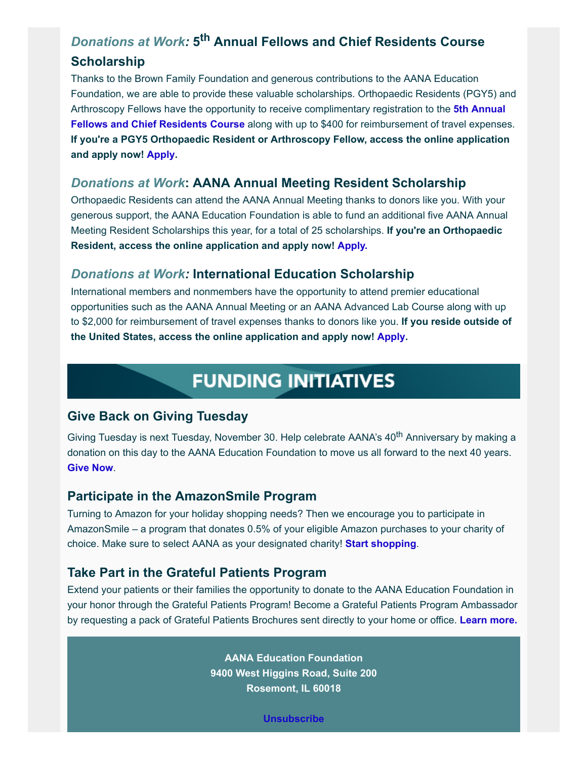## *Donations at Work:* 5th Annual Fellows and Chief Residents Course Scholarship

Thanks to the Brown Family Foundation and generous contributions to the AANA Education Foundation, we are able to provide these valuable scholarships. Orthopaedic Residents (PGY5) and Arthroscopy Fellows have the opportunity to receive complimentary registration to the **5th Annual Fellows and Chief Residents Course** along with up to $400 for reimbursement of travel expenses. **If you're a PGY5 Orthopaedic Resident or Arthroscopy Fellow, access the online application and apply now! Apply.**

## *Donations at Work*: AANA Annual Meeting Resident Scholarship

Orthopaedic Residents can attend the AANA Annual Meeting thanks to donors like you. With your generous support, the AANA Education Foundation is able to fund an additional five AANA Annual Meeting Resident Scholarships this year, for a total of 25 scholarships. **If you're an Orthopaedic Resident, access the online application and apply now! Apply.**

## *Donations at Work:* International Education Scholarship

International members and nonmembers have the opportunity to attend premier educational opportunities such as the AANA Annual Meeting or an AANA Advanced Lab Course along with up to $2,000 for reimbursement of travel expenses thanks to donors like you. **If you reside outside of the United States, access the online application and apply now! Apply.**

# FUNDING INITIATIVES

### Give Back on Giving Tuesday

Giving Tuesday is next Tuesday, November 30. Help celebrate AANA's 40th Anniversary by making a donation on this day to the AANA Education Foundation to move us all forward to the next 40 years. **Give Now**.

### Participate in the AmazonSmile Program

Turning to Amazon for your holiday shopping needs? Then we encourage you to participate in AmazonSmile – a program that donates 0.5% of your eligible Amazon purchases to your charity of choice. Make sure to select AANA as your designated charity! **Start shopping**.

### Take Part in the Grateful Patients Program

Extend your patients or their families the opportunity to donate to the AANA Education Foundation in your honor through the Grateful Patients Program! Become a Grateful Patients Program Ambassador by requesting a pack of Grateful Patients Brochures sent directly to your home or office. **Learn more.**

**AANA Education Foundation**
**9400 West Higgins Road, Suite 200**
**Rosemont, IL 60018**

**Unsubscribe**